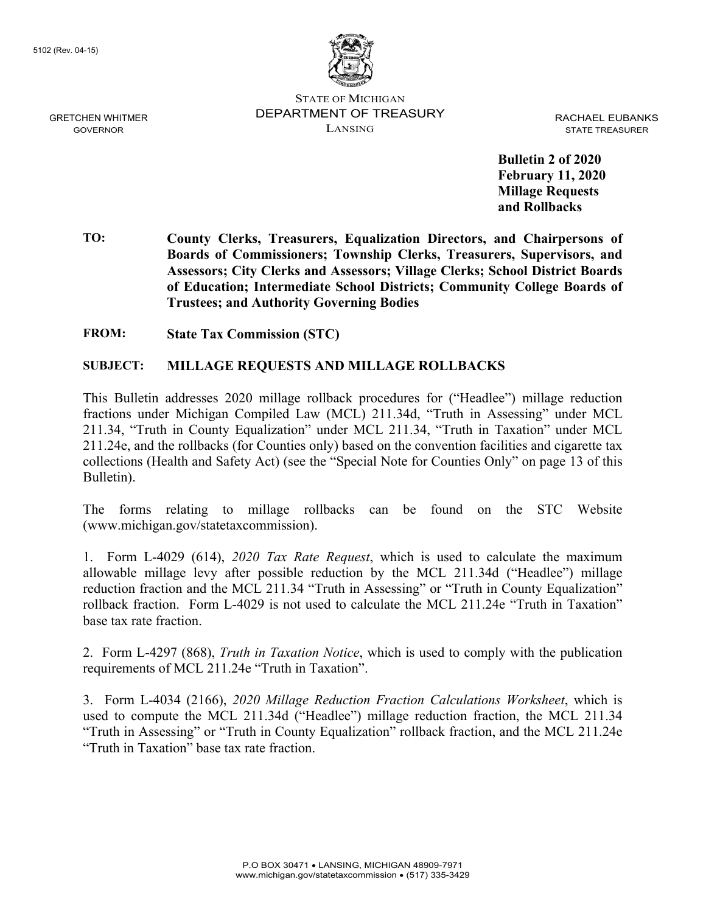5102 (Rev. 04-15)

STATE OF MICHIGAN
DEPARTMENT OF TREASURY
LANSING

GRETCHEN WHITMER
GOVERNOR

RACHAEL EUBANKS
STATE TREASURER

**Bulletin 2 of 2020**
**February 11, 2020**
**Millage Requests and Rollbacks**

**TO:** **County Clerks, Treasurers, Equalization Directors, and Chairpersons of Boards of Commissioners; Township Clerks, Treasurers, Supervisors, and Assessors; City Clerks and Assessors; Village Clerks; School District Boards of Education; Intermediate School Districts; Community College Boards of Trustees; and Authority Governing Bodies**

**FROM:** **State Tax Commission (STC)**

**SUBJECT:** **MILLAGE REQUESTS AND MILLAGE ROLLBACKS**

This Bulletin addresses 2020 millage rollback procedures for ("Headlee") millage reduction fractions under Michigan Compiled Law (MCL) 211.34d, "Truth in Assessing" under MCL 211.34, "Truth in County Equalization" under MCL 211.34, "Truth in Taxation" under MCL 211.24e, and the rollbacks (for Counties only) based on the convention facilities and cigarette tax collections (Health and Safety Act) (see the "Special Note for Counties Only" on page 13 of this Bulletin).

The forms relating to millage rollbacks can be found on the STC Website (www.michigan.gov/statetaxcommission).

1. Form L-4029 (614), *2020 Tax Rate Request*, which is used to calculate the maximum allowable millage levy after possible reduction by the MCL 211.34d ("Headlee") millage reduction fraction and the MCL 211.34 "Truth in Assessing" or "Truth in County Equalization" rollback fraction. Form L-4029 is not used to calculate the MCL 211.24e "Truth in Taxation" base tax rate fraction.

2. Form L-4297 (868), *Truth in Taxation Notice*, which is used to comply with the publication requirements of MCL 211.24e "Truth in Taxation".

3. Form L-4034 (2166), *2020 Millage Reduction Fraction Calculations Worksheet*, which is used to compute the MCL 211.34d ("Headlee") millage reduction fraction, the MCL 211.34 "Truth in Assessing" or "Truth in County Equalization" rollback fraction, and the MCL 211.24e "Truth in Taxation" base tax rate fraction.

P.O BOX 30471 • LANSING, MICHIGAN 48909-7971
www.michigan.gov/statetaxcommission • (517) 335-3429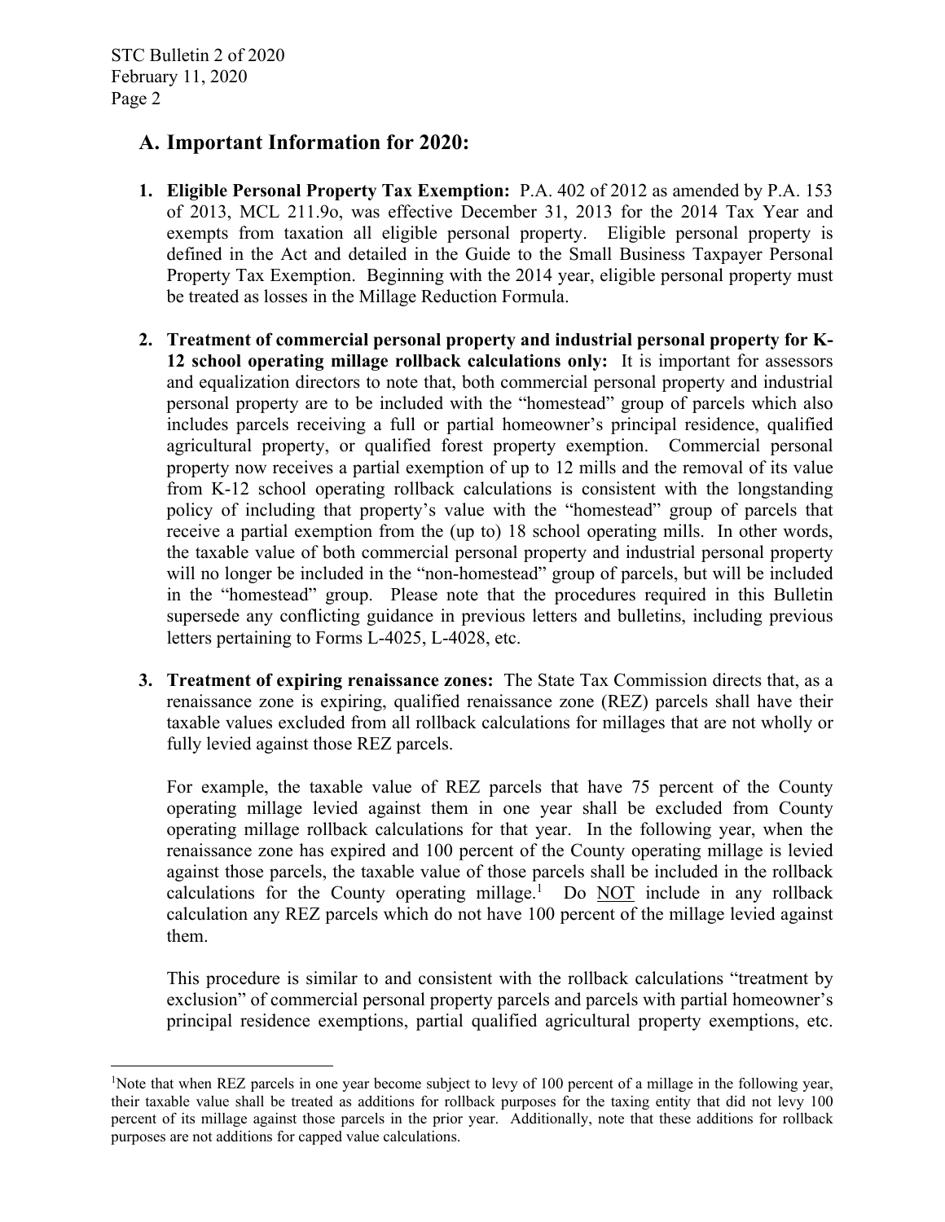## A. Important Information for 2020:

1. **Eligible Personal Property Tax Exemption:** P.A. 402 of 2012 as amended by P.A. 153 of 2013, MCL 211.9o, was effective December 31, 2013 for the 2014 Tax Year and exempts from taxation all eligible personal property. Eligible personal property is defined in the Act and detailed in the Guide to the Small Business Taxpayer Personal Property Tax Exemption. Beginning with the 2014 year, eligible personal property must be treated as losses in the Millage Reduction Formula.

2. **Treatment of commercial personal property and industrial personal property for K-12 school operating millage rollback calculations only:** It is important for assessors and equalization directors to note that, both commercial personal property and industrial personal property are to be included with the "homestead" group of parcels which also includes parcels receiving a full or partial homeowner's principal residence, qualified agricultural property, or qualified forest property exemption. Commercial personal property now receives a partial exemption of up to 12 mills and the removal of its value from K-12 school operating rollback calculations is consistent with the longstanding policy of including that property's value with the "homestead" group of parcels that receive a partial exemption from the (up to) 18 school operating mills. In other words, the taxable value of both commercial personal property and industrial personal property will no longer be included in the "non-homestead" group of parcels, but will be included in the "homestead" group. Please note that the procedures required in this Bulletin supersede any conflicting guidance in previous letters and bulletins, including previous letters pertaining to Forms L-4025, L-4028, etc.

3. **Treatment of expiring renaissance zones:** The State Tax Commission directs that, as a renaissance zone is expiring, qualified renaissance zone (REZ) parcels shall have their taxable values excluded from all rollback calculations for millages that are not wholly or fully levied against those REZ parcels.

   For example, the taxable value of REZ parcels that have 75 percent of the County operating millage levied against them in one year shall be excluded from County operating millage rollback calculations for that year. In the following year, when the renaissance zone has expired and 100 percent of the County operating millage is levied against those parcels, the taxable value of those parcels shall be included in the rollback calculations for the County operating millage.[1] Do NOT include in any rollback calculation any REZ parcels which do not have 100 percent of the millage levied against them.

   This procedure is similar to and consistent with the rollback calculations "treatment by exclusion" of commercial personal property parcels and parcels with partial homeowner's principal residence exemptions, partial qualified agricultural property exemptions, etc.

---

[1] Note that when REZ parcels in one year become subject to levy of 100 percent of a millage in the following year, their taxable value shall be treated as additions for rollback purposes for the taxing entity that did not levy 100 percent of its millage against those parcels in the prior year. Additionally, note that these additions for rollback purposes are not additions for capped value calculations.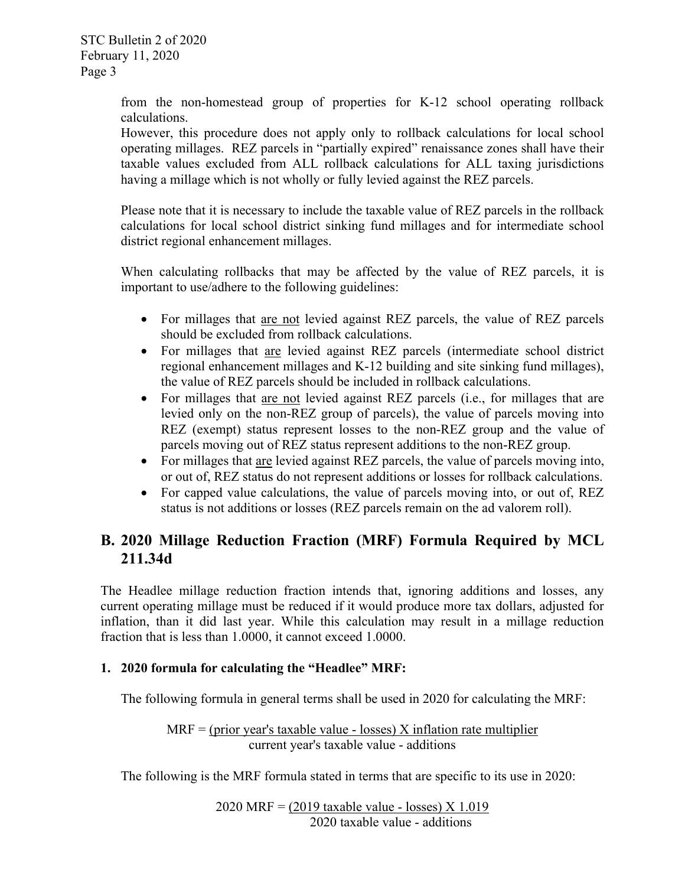from the non-homestead group of properties for K-12 school operating rollback calculations.
However, this procedure does not apply only to rollback calculations for local school operating millages. REZ parcels in "partially expired" renaissance zones shall have their taxable values excluded from ALL rollback calculations for ALL taxing jurisdictions having a millage which is not wholly or fully levied against the REZ parcels.

Please note that it is necessary to include the taxable value of REZ parcels in the rollback calculations for local school district sinking fund millages and for intermediate school district regional enhancement millages.

When calculating rollbacks that may be affected by the value of REZ parcels, it is important to use/adhere to the following guidelines:

- For millages that <u>are not</u> levied against REZ parcels, the value of REZ parcels should be excluded from rollback calculations.
- For millages that <u>are</u> levied against REZ parcels (intermediate school district regional enhancement millages and K-12 building and site sinking fund millages), the value of REZ parcels should be included in rollback calculations.
- For millages that <u>are not</u> levied against REZ parcels (i.e., for millages that are levied only on the non-REZ group of parcels), the value of parcels moving into REZ (exempt) status represent losses to the non-REZ group and the value of parcels moving out of REZ status represent additions to the non-REZ group.
- For millages that <u>are</u> levied against REZ parcels, the value of parcels moving into, or out of, REZ status do not represent additions or losses for rollback calculations.
- For capped value calculations, the value of parcels moving into, or out of, REZ status is not additions or losses (REZ parcels remain on the ad valorem roll).

## B. 2020 Millage Reduction Fraction (MRF) Formula Required by MCL 211.34d

The Headlee millage reduction fraction intends that, ignoring additions and losses, any current operating millage must be reduced if it would produce more tax dollars, adjusted for inflation, than it did last year. While this calculation may result in a millage reduction fraction that is less than 1.0000, it cannot exceed 1.0000.

### 1. 2020 formula for calculating the "Headlee" MRF:

The following formula in general terms shall be used in 2020 for calculating the MRF:

$$\text{MRF} = \frac{(\text{prior year's taxable value - losses}) \times \text{inflation rate multiplier}}{\text{current year's taxable value - additions}}$$

The following is the MRF formula stated in terms that are specific to its use in 2020:

$$\text{2020 MRF} = \frac{(\text{2019 taxable value - losses}) \times 1.019}{\text{2020 taxable value - additions}}$$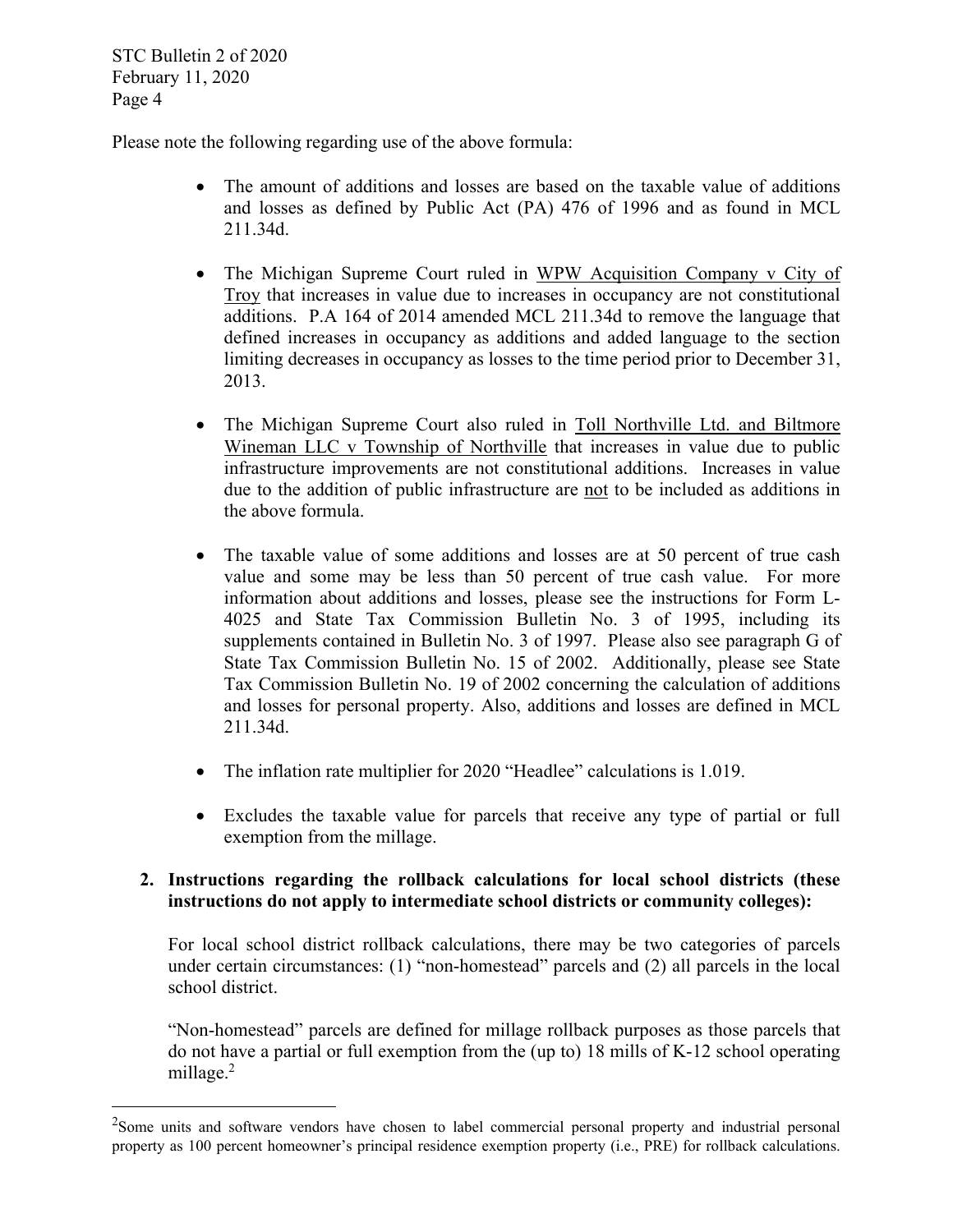Please note the following regarding use of the above formula:

- The amount of additions and losses are based on the taxable value of additions and losses as defined by Public Act (PA) 476 of 1996 and as found in MCL 211.34d.
- The Michigan Supreme Court ruled in WPW Acquisition Company v City of Troy that increases in value due to increases in occupancy are not constitutional additions. P.A 164 of 2014 amended MCL 211.34d to remove the language that defined increases in occupancy as additions and added language to the section limiting decreases in occupancy as losses to the time period prior to December 31, 2013.
- The Michigan Supreme Court also ruled in Toll Northville Ltd. and Biltmore Wineman LLC v Township of Northville that increases in value due to public infrastructure improvements are not constitutional additions. Increases in value due to the addition of public infrastructure are not to be included as additions in the above formula.
- The taxable value of some additions and losses are at 50 percent of true cash value and some may be less than 50 percent of true cash value. For more information about additions and losses, please see the instructions for Form L-4025 and State Tax Commission Bulletin No. 3 of 1995, including its supplements contained in Bulletin No. 3 of 1997. Please also see paragraph G of State Tax Commission Bulletin No. 15 of 2002. Additionally, please see State Tax Commission Bulletin No. 19 of 2002 concerning the calculation of additions and losses for personal property. Also, additions and losses are defined in MCL 211.34d.
- The inflation rate multiplier for 2020 "Headlee" calculations is 1.019.
- Excludes the taxable value for parcels that receive any type of partial or full exemption from the millage.

**2. Instructions regarding the rollback calculations for local school districts (these instructions do not apply to intermediate school districts or community colleges):**

For local school district rollback calculations, there may be two categories of parcels under certain circumstances: (1) "non-homestead" parcels and (2) all parcels in the local school district.

"Non-homestead" parcels are defined for millage rollback purposes as those parcels that do not have a partial or full exemption from the (up to) 18 mills of K-12 school operating millage.[2]

[2] Some units and software vendors have chosen to label commercial personal property and industrial personal property as 100 percent homeowner's principal residence exemption property (i.e., PRE) for rollback calculations.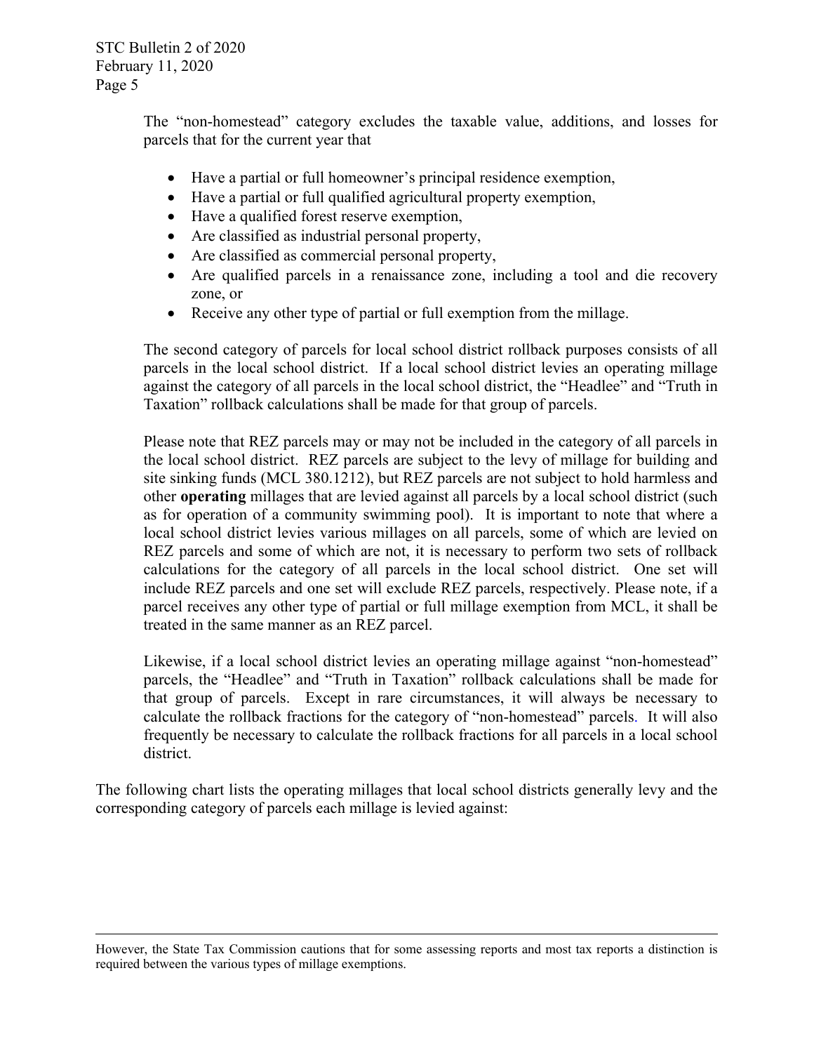The "non-homestead" category excludes the taxable value, additions, and losses for parcels that for the current year that

- Have a partial or full homeowner's principal residence exemption,
- Have a partial or full qualified agricultural property exemption,
- Have a qualified forest reserve exemption,
- Are classified as industrial personal property,
- Are classified as commercial personal property,
- Are qualified parcels in a renaissance zone, including a tool and die recovery zone, or
- Receive any other type of partial or full exemption from the millage.

The second category of parcels for local school district rollback purposes consists of all parcels in the local school district. If a local school district levies an operating millage against the category of all parcels in the local school district, the "Headlee" and "Truth in Taxation" rollback calculations shall be made for that group of parcels.

Please note that REZ parcels may or may not be included in the category of all parcels in the local school district. REZ parcels are subject to the levy of millage for building and site sinking funds (MCL 380.1212), but REZ parcels are not subject to hold harmless and other **operating** millages that are levied against all parcels by a local school district (such as for operation of a community swimming pool). It is important to note that where a local school district levies various millages on all parcels, some of which are levied on REZ parcels and some of which are not, it is necessary to perform two sets of rollback calculations for the category of all parcels in the local school district. One set will include REZ parcels and one set will exclude REZ parcels, respectively. Please note, if a parcel receives any other type of partial or full millage exemption from MCL, it shall be treated in the same manner as an REZ parcel.

Likewise, if a local school district levies an operating millage against "non-homestead" parcels, the "Headlee" and "Truth in Taxation" rollback calculations shall be made for that group of parcels. Except in rare circumstances, it will always be necessary to calculate the rollback fractions for the category of "non-homestead" parcels. It will also frequently be necessary to calculate the rollback fractions for all parcels in a local school district.

The following chart lists the operating millages that local school districts generally levy and the corresponding category of parcels each millage is levied against:

---

However, the State Tax Commission cautions that for some assessing reports and most tax reports a distinction is required between the various types of millage exemptions.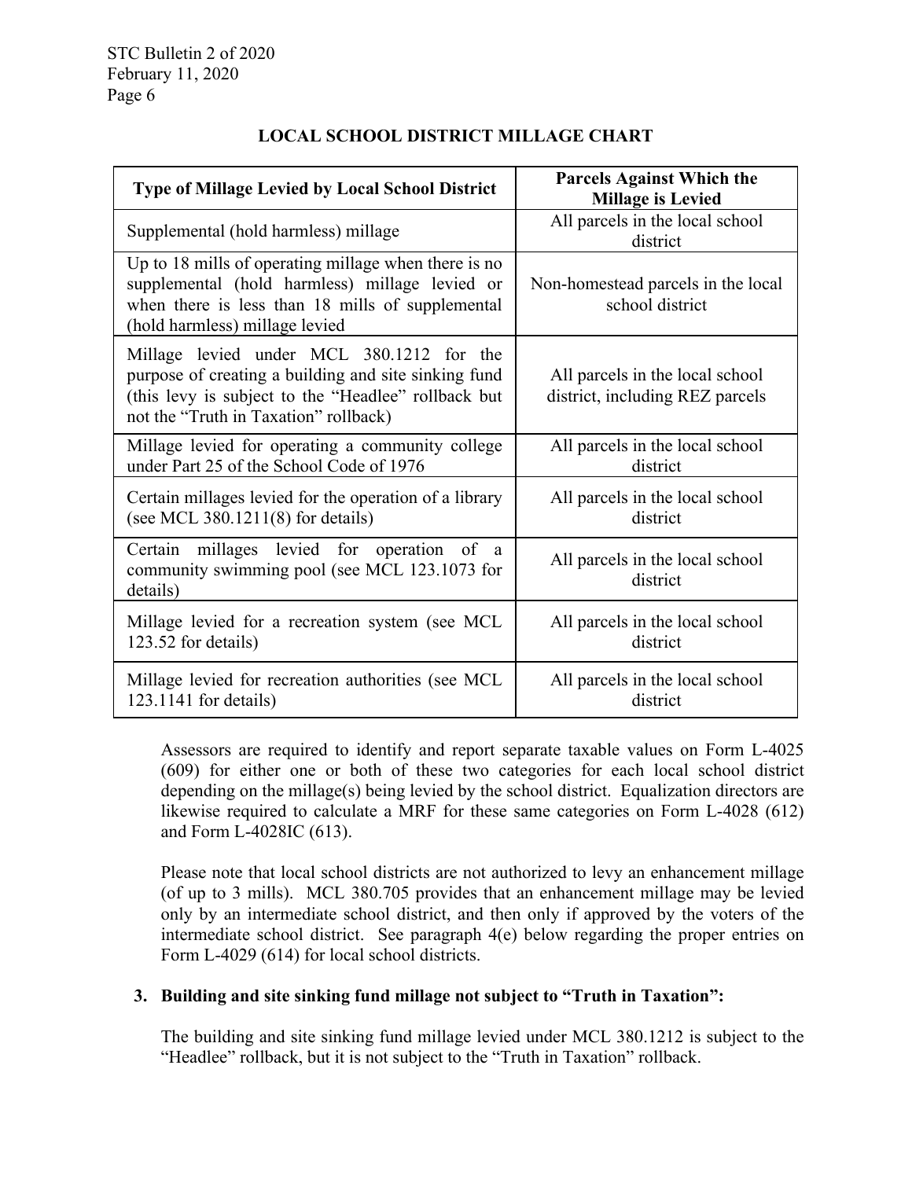## LOCAL SCHOOL DISTRICT MILLAGE CHART

| Type of Millage Levied by Local School District | Parcels Against Which the Millage is Levied |
|---|---|
| Supplemental (hold harmless) millage | All parcels in the local school district |
| Up to 18 mills of operating millage when there is no supplemental (hold harmless) millage levied or when there is less than 18 mills of supplemental (hold harmless) millage levied | Non-homestead parcels in the local school district |
| Millage levied under MCL 380.1212 for the purpose of creating a building and site sinking fund (this levy is subject to the "Headlee" rollback but not the "Truth in Taxation" rollback) | All parcels in the local school district, including REZ parcels |
| Millage levied for operating a community college under Part 25 of the School Code of 1976 | All parcels in the local school district |
| Certain millages levied for the operation of a library (see MCL 380.1211(8) for details) | All parcels in the local school district |
| Certain millages levied for operation of a community swimming pool (see MCL 123.1073 for details) | All parcels in the local school district |
| Millage levied for a recreation system (see MCL 123.52 for details) | All parcels in the local school district |
| Millage levied for recreation authorities (see MCL 123.1141 for details) | All parcels in the local school district |

Assessors are required to identify and report separate taxable values on Form L-4025 (609) for either one or both of these two categories for each local school district depending on the millage(s) being levied by the school district. Equalization directors are likewise required to calculate a MRF for these same categories on Form L-4028 (612) and Form L-4028IC (613).

Please note that local school districts are not authorized to levy an enhancement millage (of up to 3 mills). MCL 380.705 provides that an enhancement millage may be levied only by an intermediate school district, and then only if approved by the voters of the intermediate school district. See paragraph 4(e) below regarding the proper entries on Form L-4029 (614) for local school districts.

**3. Building and site sinking fund millage not subject to "Truth in Taxation":**

The building and site sinking fund millage levied under MCL 380.1212 is subject to the "Headlee" rollback, but it is not subject to the "Truth in Taxation" rollback.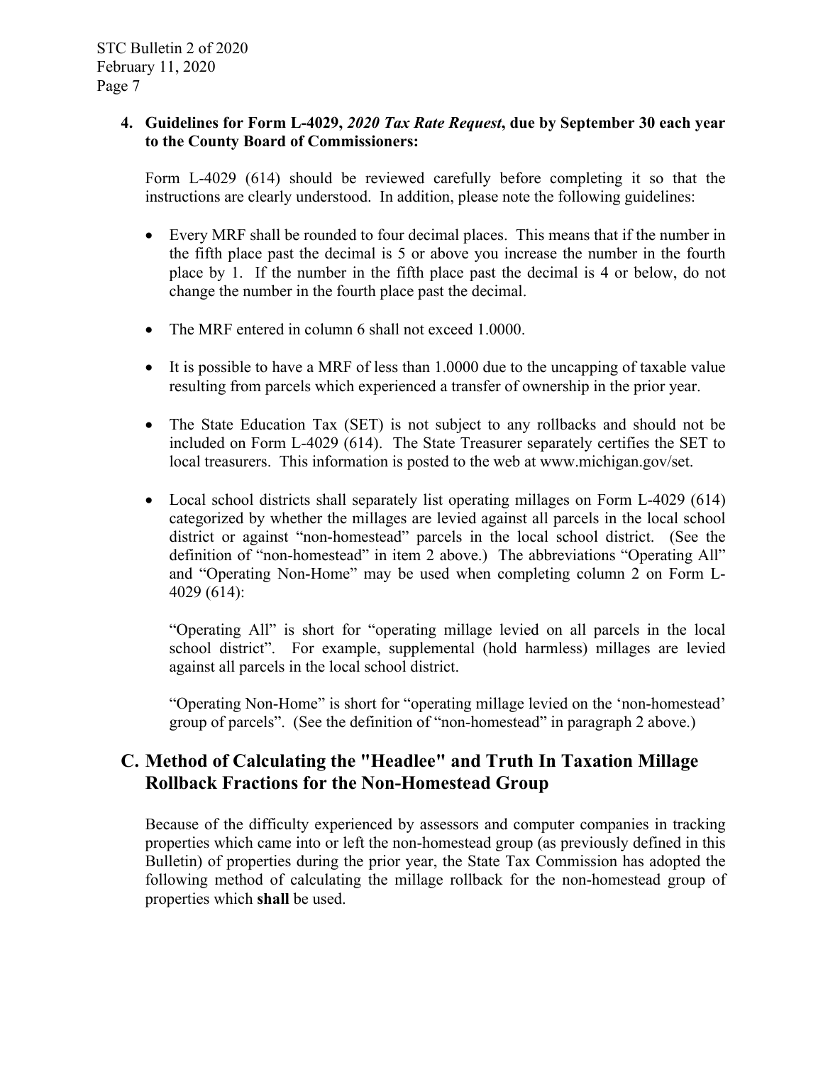**4. Guidelines for Form L-4029, *2020 Tax Rate Request*, due by September 30 each year to the County Board of Commissioners:**

Form L-4029 (614) should be reviewed carefully before completing it so that the instructions are clearly understood. In addition, please note the following guidelines:

- Every MRF shall be rounded to four decimal places. This means that if the number in the fifth place past the decimal is 5 or above you increase the number in the fourth place by 1. If the number in the fifth place past the decimal is 4 or below, do not change the number in the fourth place past the decimal.
- The MRF entered in column 6 shall not exceed 1.0000.
- It is possible to have a MRF of less than 1.0000 due to the uncapping of taxable value resulting from parcels which experienced a transfer of ownership in the prior year.
- The State Education Tax (SET) is not subject to any rollbacks and should not be included on Form L-4029 (614). The State Treasurer separately certifies the SET to local treasurers. This information is posted to the web at www.michigan.gov/set.
- Local school districts shall separately list operating millages on Form L-4029 (614) categorized by whether the millages are levied against all parcels in the local school district or against "non-homestead" parcels in the local school district. (See the definition of "non-homestead" in item 2 above.) The abbreviations "Operating All" and "Operating Non-Home" may be used when completing column 2 on Form L-4029 (614):

  "Operating All" is short for "operating millage levied on all parcels in the local school district". For example, supplemental (hold harmless) millages are levied against all parcels in the local school district.

  "Operating Non-Home" is short for "operating millage levied on the 'non-homestead' group of parcels". (See the definition of "non-homestead" in paragraph 2 above.)

## C. Method of Calculating the "Headlee" and Truth In Taxation Millage Rollback Fractions for the Non-Homestead Group

Because of the difficulty experienced by assessors and computer companies in tracking properties which came into or left the non-homestead group (as previously defined in this Bulletin) of properties during the prior year, the State Tax Commission has adopted the following method of calculating the millage rollback for the non-homestead group of properties which **shall** be used.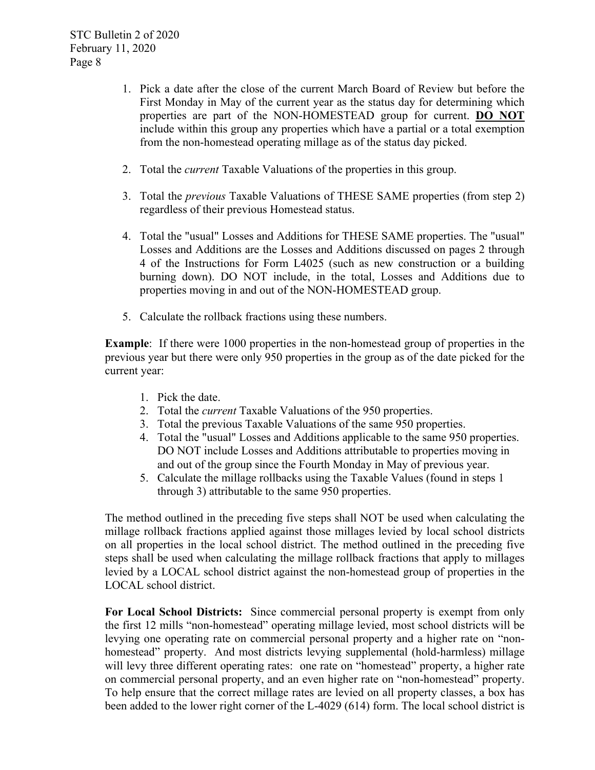1. Pick a date after the close of the current March Board of Review but before the First Monday in May of the current year as the status day for determining which properties are part of the NON-HOMESTEAD group for current. **DO NOT** include within this group any properties which have a partial or a total exemption from the non-homestead operating millage as of the status day picked.

2. Total the *current* Taxable Valuations of the properties in this group.

3. Total the *previous* Taxable Valuations of THESE SAME properties (from step 2) regardless of their previous Homestead status.

4. Total the "usual" Losses and Additions for THESE SAME properties. The "usual" Losses and Additions are the Losses and Additions discussed on pages 2 through 4 of the Instructions for Form L4025 (such as new construction or a building burning down). DO NOT include, in the total, Losses and Additions due to properties moving in and out of the NON-HOMESTEAD group.

5. Calculate the rollback fractions using these numbers.

**Example**: If there were 1000 properties in the non-homestead group of properties in the previous year but there were only 950 properties in the group as of the date picked for the current year:

1. Pick the date.
2. Total the *current* Taxable Valuations of the 950 properties.
3. Total the previous Taxable Valuations of the same 950 properties.
4. Total the "usual" Losses and Additions applicable to the same 950 properties. DO NOT include Losses and Additions attributable to properties moving in and out of the group since the Fourth Monday in May of previous year.
5. Calculate the millage rollbacks using the Taxable Values (found in steps 1 through 3) attributable to the same 950 properties.

The method outlined in the preceding five steps shall NOT be used when calculating the millage rollback fractions applied against those millages levied by local school districts on all properties in the local school district. The method outlined in the preceding five steps shall be used when calculating the millage rollback fractions that apply to millages levied by a LOCAL school district against the non-homestead group of properties in the LOCAL school district.

**For Local School Districts:** Since commercial personal property is exempt from only the first 12 mills "non-homestead" operating millage levied, most school districts will be levying one operating rate on commercial personal property and a higher rate on "non-homestead" property. And most districts levying supplemental (hold-harmless) millage will levy three different operating rates: one rate on "homestead" property, a higher rate on commercial personal property, and an even higher rate on "non-homestead" property. To help ensure that the correct millage rates are levied on all property classes, a box has been added to the lower right corner of the L-4029 (614) form. The local school district is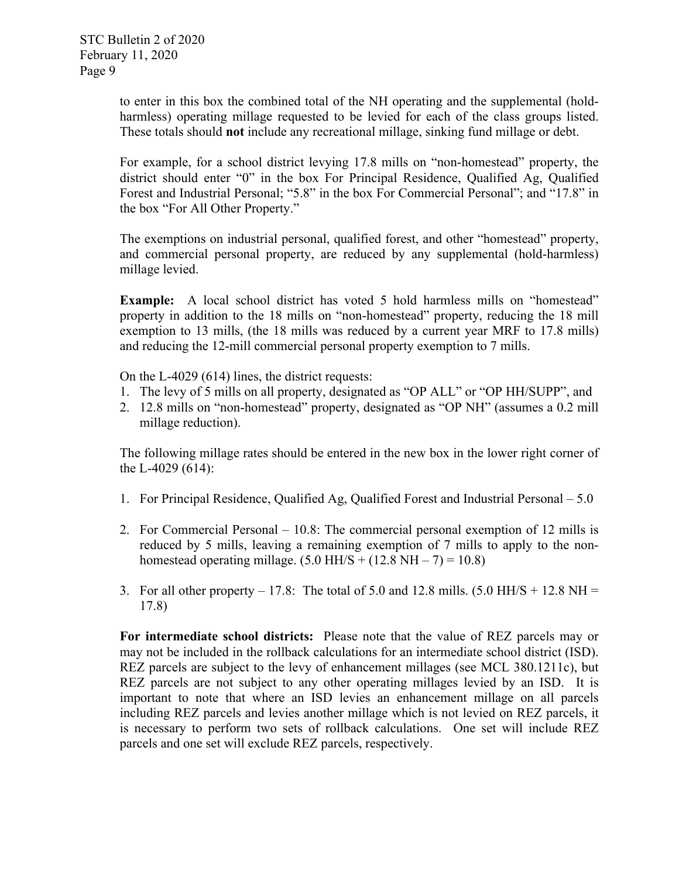to enter in this box the combined total of the NH operating and the supplemental (hold-harmless) operating millage requested to be levied for each of the class groups listed. These totals should **not** include any recreational millage, sinking fund millage or debt.

For example, for a school district levying 17.8 mills on "non-homestead" property, the district should enter "0" in the box For Principal Residence, Qualified Ag, Qualified Forest and Industrial Personal; "5.8" in the box For Commercial Personal"; and "17.8" in the box "For All Other Property."

The exemptions on industrial personal, qualified forest, and other "homestead" property, and commercial personal property, are reduced by any supplemental (hold-harmless) millage levied.

**Example:** A local school district has voted 5 hold harmless mills on "homestead" property in addition to the 18 mills on "non-homestead" property, reducing the 18 mill exemption to 13 mills, (the 18 mills was reduced by a current year MRF to 17.8 mills) and reducing the 12-mill commercial personal property exemption to 7 mills.

On the L-4029 (614) lines, the district requests:

1. The levy of 5 mills on all property, designated as "OP ALL" or "OP HH/SUPP", and
2. 12.8 mills on "non-homestead" property, designated as "OP NH" (assumes a 0.2 mill millage reduction).

The following millage rates should be entered in the new box in the lower right corner of the L-4029 (614):

1. For Principal Residence, Qualified Ag, Qualified Forest and Industrial Personal – 5.0
2. For Commercial Personal – 10.8: The commercial personal exemption of 12 mills is reduced by 5 mills, leaving a remaining exemption of 7 mills to apply to the non-homestead operating millage. (5.0 HH/S + (12.8 NH – 7) = 10.8)
3. For all other property – 17.8: The total of 5.0 and 12.8 mills. (5.0 HH/S + 12.8 NH = 17.8)

**For intermediate school districts:** Please note that the value of REZ parcels may or may not be included in the rollback calculations for an intermediate school district (ISD). REZ parcels are subject to the levy of enhancement millages (see MCL 380.1211c), but REZ parcels are not subject to any other operating millages levied by an ISD. It is important to note that where an ISD levies an enhancement millage on all parcels including REZ parcels and levies another millage which is not levied on REZ parcels, it is necessary to perform two sets of rollback calculations. One set will include REZ parcels and one set will exclude REZ parcels, respectively.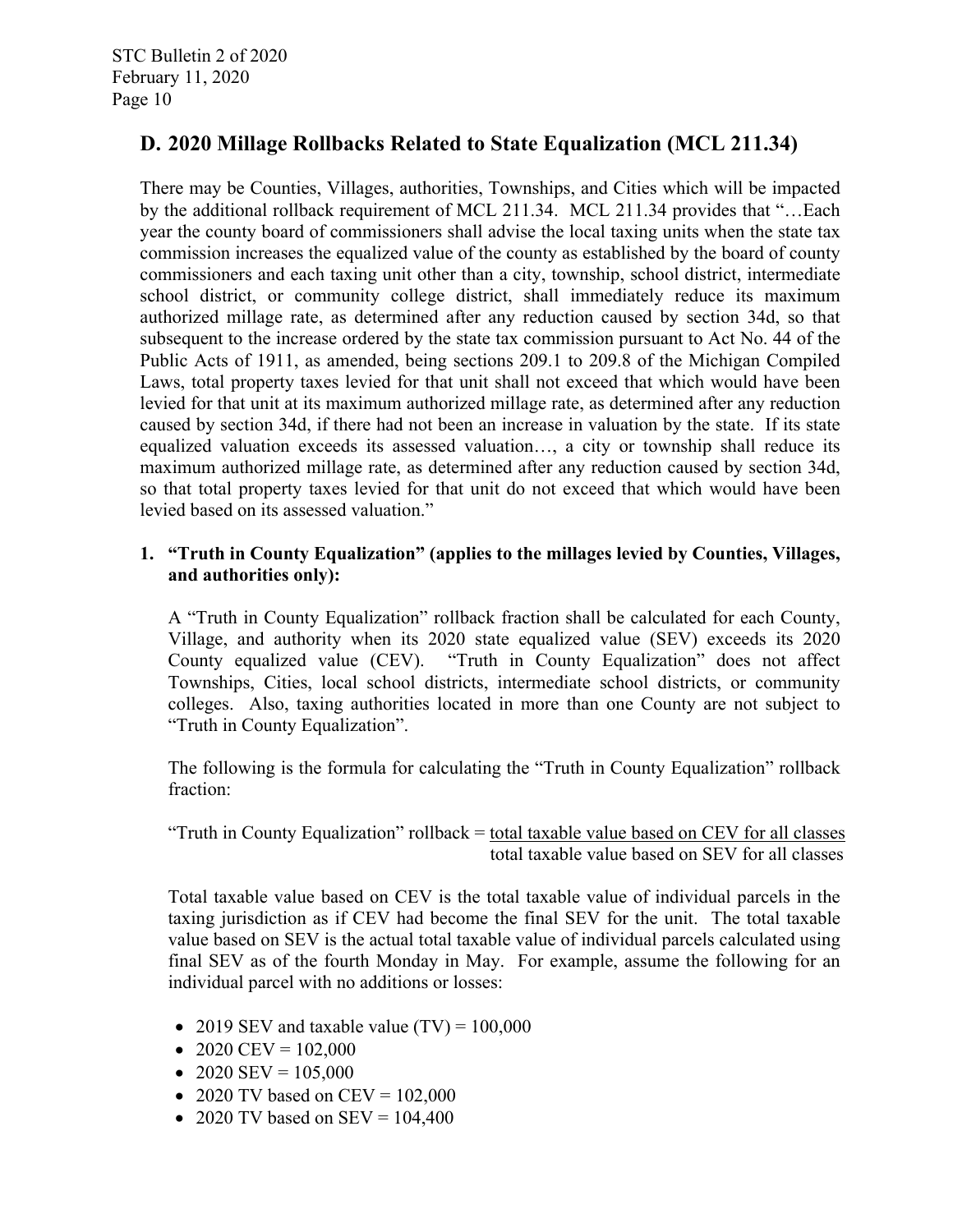## D. 2020 Millage Rollbacks Related to State Equalization (MCL 211.34)

There may be Counties, Villages, authorities, Townships, and Cities which will be impacted by the additional rollback requirement of MCL 211.34. MCL 211.34 provides that "…Each year the county board of commissioners shall advise the local taxing units when the state tax commission increases the equalized value of the county as established by the board of county commissioners and each taxing unit other than a city, township, school district, intermediate school district, or community college district, shall immediately reduce its maximum authorized millage rate, as determined after any reduction caused by section 34d, so that subsequent to the increase ordered by the state tax commission pursuant to Act No. 44 of the Public Acts of 1911, as amended, being sections 209.1 to 209.8 of the Michigan Compiled Laws, total property taxes levied for that unit shall not exceed that which would have been levied for that unit at its maximum authorized millage rate, as determined after any reduction caused by section 34d, if there had not been an increase in valuation by the state. If its state equalized valuation exceeds its assessed valuation…, a city or township shall reduce its maximum authorized millage rate, as determined after any reduction caused by section 34d, so that total property taxes levied for that unit do not exceed that which would have been levied based on its assessed valuation."

### 1. "Truth in County Equalization" (applies to the millages levied by Counties, Villages, and authorities only):

A "Truth in County Equalization" rollback fraction shall be calculated for each County, Village, and authority when its 2020 state equalized value (SEV) exceeds its 2020 County equalized value (CEV). "Truth in County Equalization" does not affect Townships, Cities, local school districts, intermediate school districts, or community colleges. Also, taxing authorities located in more than one County are not subject to "Truth in County Equalization".

The following is the formula for calculating the "Truth in County Equalization" rollback fraction:

$$\text{"Truth in County Equalization" rollback} = \frac{\text{total taxable value based on CEV for all classes}}{\text{total taxable value based on SEV for all classes}}$$

Total taxable value based on CEV is the total taxable value of individual parcels in the taxing jurisdiction as if CEV had become the final SEV for the unit. The total taxable value based on SEV is the actual total taxable value of individual parcels calculated using final SEV as of the fourth Monday in May. For example, assume the following for an individual parcel with no additions or losses:

- 2019 SEV and taxable value (TV) = 100,000
- 2020 CEV = 102,000
- 2020 SEV = 105,000
- 2020 TV based on CEV = 102,000
- 2020 TV based on SEV = 104,400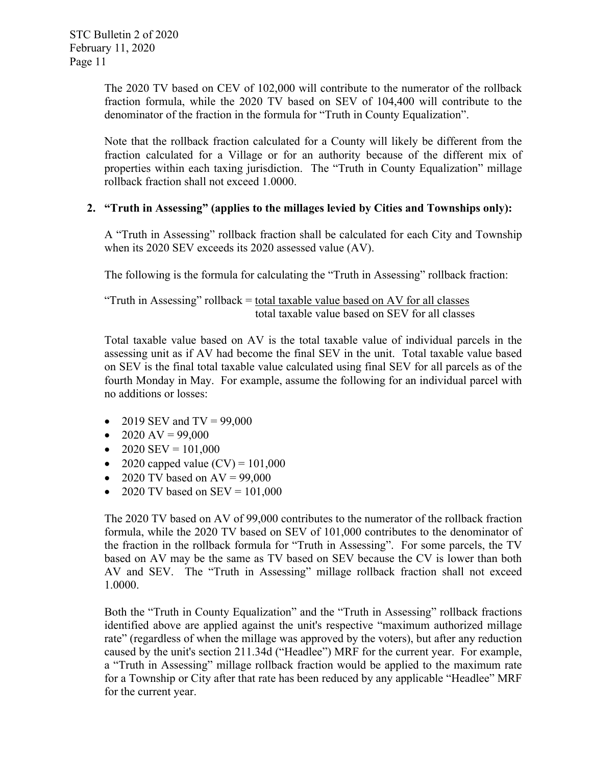The 2020 TV based on CEV of 102,000 will contribute to the numerator of the rollback fraction formula, while the 2020 TV based on SEV of 104,400 will contribute to the denominator of the fraction in the formula for "Truth in County Equalization".

Note that the rollback fraction calculated for a County will likely be different from the fraction calculated for a Village or for an authority because of the different mix of properties within each taxing jurisdiction. The "Truth in County Equalization" millage rollback fraction shall not exceed 1.0000.

**2. "Truth in Assessing" (applies to the millages levied by Cities and Townships only):**

A "Truth in Assessing" rollback fraction shall be calculated for each City and Township when its 2020 SEV exceeds its 2020 assessed value (AV).

The following is the formula for calculating the "Truth in Assessing" rollback fraction:

$$\text{"Truth in Assessing" rollback} = \frac{\text{total taxable value based on AV for all classes}}{\text{total taxable value based on SEV for all classes}}$$

Total taxable value based on AV is the total taxable value of individual parcels in the assessing unit as if AV had become the final SEV in the unit. Total taxable value based on SEV is the final total taxable value calculated using final SEV for all parcels as of the fourth Monday in May. For example, assume the following for an individual parcel with no additions or losses:

- 2019 SEV and TV = 99,000
- 2020 AV = 99,000
- 2020 SEV = 101,000
- 2020 capped value (CV) = 101,000
- 2020 TV based on AV = 99,000
- 2020 TV based on SEV = 101,000

The 2020 TV based on AV of 99,000 contributes to the numerator of the rollback fraction formula, while the 2020 TV based on SEV of 101,000 contributes to the denominator of the fraction in the rollback formula for "Truth in Assessing". For some parcels, the TV based on AV may be the same as TV based on SEV because the CV is lower than both AV and SEV. The "Truth in Assessing" millage rollback fraction shall not exceed 1.0000.

Both the "Truth in County Equalization" and the "Truth in Assessing" rollback fractions identified above are applied against the unit's respective "maximum authorized millage rate" (regardless of when the millage was approved by the voters), but after any reduction caused by the unit's section 211.34d ("Headlee") MRF for the current year. For example, a "Truth in Assessing" millage rollback fraction would be applied to the maximum rate for a Township or City after that rate has been reduced by any applicable "Headlee" MRF for the current year.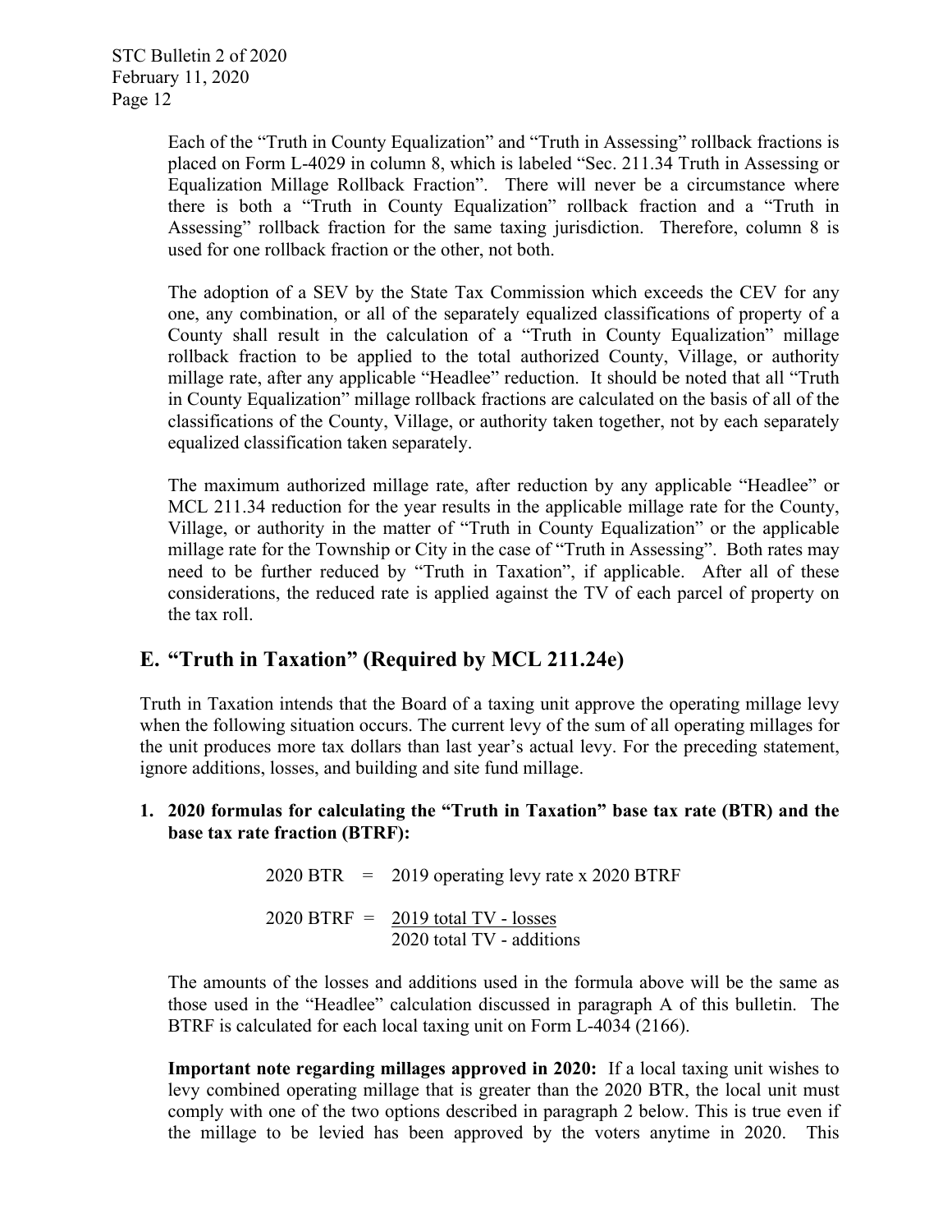Each of the "Truth in County Equalization" and "Truth in Assessing" rollback fractions is placed on Form L-4029 in column 8, which is labeled "Sec. 211.34 Truth in Assessing or Equalization Millage Rollback Fraction". There will never be a circumstance where there is both a "Truth in County Equalization" rollback fraction and a "Truth in Assessing" rollback fraction for the same taxing jurisdiction. Therefore, column 8 is used for one rollback fraction or the other, not both.

The adoption of a SEV by the State Tax Commission which exceeds the CEV for any one, any combination, or all of the separately equalized classifications of property of a County shall result in the calculation of a "Truth in County Equalization" millage rollback fraction to be applied to the total authorized County, Village, or authority millage rate, after any applicable "Headlee" reduction. It should be noted that all "Truth in County Equalization" millage rollback fractions are calculated on the basis of all of the classifications of the County, Village, or authority taken together, not by each separately equalized classification taken separately.

The maximum authorized millage rate, after reduction by any applicable "Headlee" or MCL 211.34 reduction for the year results in the applicable millage rate for the County, Village, or authority in the matter of "Truth in County Equalization" or the applicable millage rate for the Township or City in the case of "Truth in Assessing". Both rates may need to be further reduced by "Truth in Taxation", if applicable. After all of these considerations, the reduced rate is applied against the TV of each parcel of property on the tax roll.

## E. "Truth in Taxation" (Required by MCL 211.24e)

Truth in Taxation intends that the Board of a taxing unit approve the operating millage levy when the following situation occurs. The current levy of the sum of all operating millages for the unit produces more tax dollars than last year's actual levy. For the preceding statement, ignore additions, losses, and building and site fund millage.

**1. 2020 formulas for calculating the "Truth in Taxation" base tax rate (BTR) and the base tax rate fraction (BTRF):**

$$\text{2020 BTR} = \text{2019 operating levy rate} \times \text{2020 BTRF}$$

$$\text{2020 BTRF} = \frac{\text{2019 total TV - losses}}{\text{2020 total TV - additions}}$$

The amounts of the losses and additions used in the formula above will be the same as those used in the "Headlee" calculation discussed in paragraph A of this bulletin. The BTRF is calculated for each local taxing unit on Form L-4034 (2166).

**Important note regarding millages approved in 2020:** If a local taxing unit wishes to levy combined operating millage that is greater than the 2020 BTR, the local unit must comply with one of the two options described in paragraph 2 below. This is true even if the millage to be levied has been approved by the voters anytime in 2020. This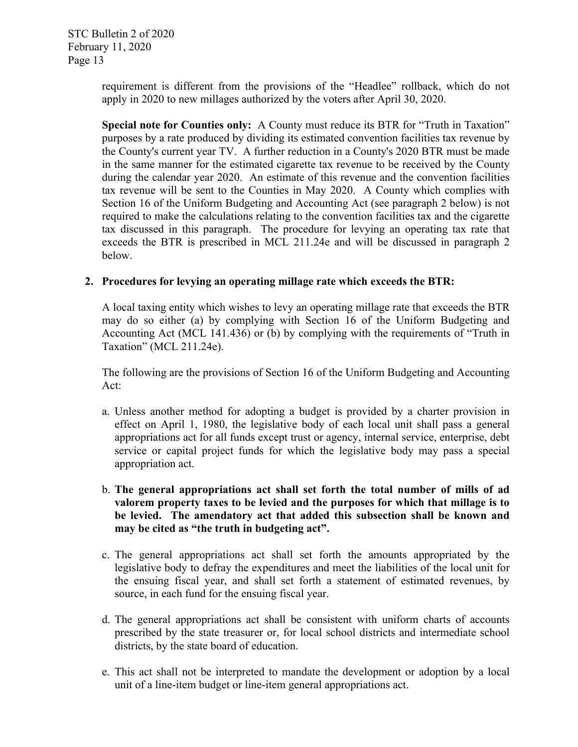requirement is different from the provisions of the "Headlee" rollback, which do not apply in 2020 to new millages authorized by the voters after April 30, 2020.

**Special note for Counties only:** A County must reduce its BTR for "Truth in Taxation" purposes by a rate produced by dividing its estimated convention facilities tax revenue by the County's current year TV. A further reduction in a County's 2020 BTR must be made in the same manner for the estimated cigarette tax revenue to be received by the County during the calendar year 2020. An estimate of this revenue and the convention facilities tax revenue will be sent to the Counties in May 2020. A County which complies with Section 16 of the Uniform Budgeting and Accounting Act (see paragraph 2 below) is not required to make the calculations relating to the convention facilities tax and the cigarette tax discussed in this paragraph. The procedure for levying an operating tax rate that exceeds the BTR is prescribed in MCL 211.24e and will be discussed in paragraph 2 below.

**2. Procedures for levying an operating millage rate which exceeds the BTR:**

A local taxing entity which wishes to levy an operating millage rate that exceeds the BTR may do so either (a) by complying with Section 16 of the Uniform Budgeting and Accounting Act (MCL 141.436) or (b) by complying with the requirements of "Truth in Taxation" (MCL 211.24e).

The following are the provisions of Section 16 of the Uniform Budgeting and Accounting Act:

a. Unless another method for adopting a budget is provided by a charter provision in effect on April 1, 1980, the legislative body of each local unit shall pass a general appropriations act for all funds except trust or agency, internal service, enterprise, debt service or capital project funds for which the legislative body may pass a special appropriation act.

b. **The general appropriations act shall set forth the total number of mills of ad valorem property taxes to be levied and the purposes for which that millage is to be levied. The amendatory act that added this subsection shall be known and may be cited as "the truth in budgeting act".**

c. The general appropriations act shall set forth the amounts appropriated by the legislative body to defray the expenditures and meet the liabilities of the local unit for the ensuing fiscal year, and shall set forth a statement of estimated revenues, by source, in each fund for the ensuing fiscal year.

d. The general appropriations act shall be consistent with uniform charts of accounts prescribed by the state treasurer or, for local school districts and intermediate school districts, by the state board of education.

e. This act shall not be interpreted to mandate the development or adoption by a local unit of a line-item budget or line-item general appropriations act.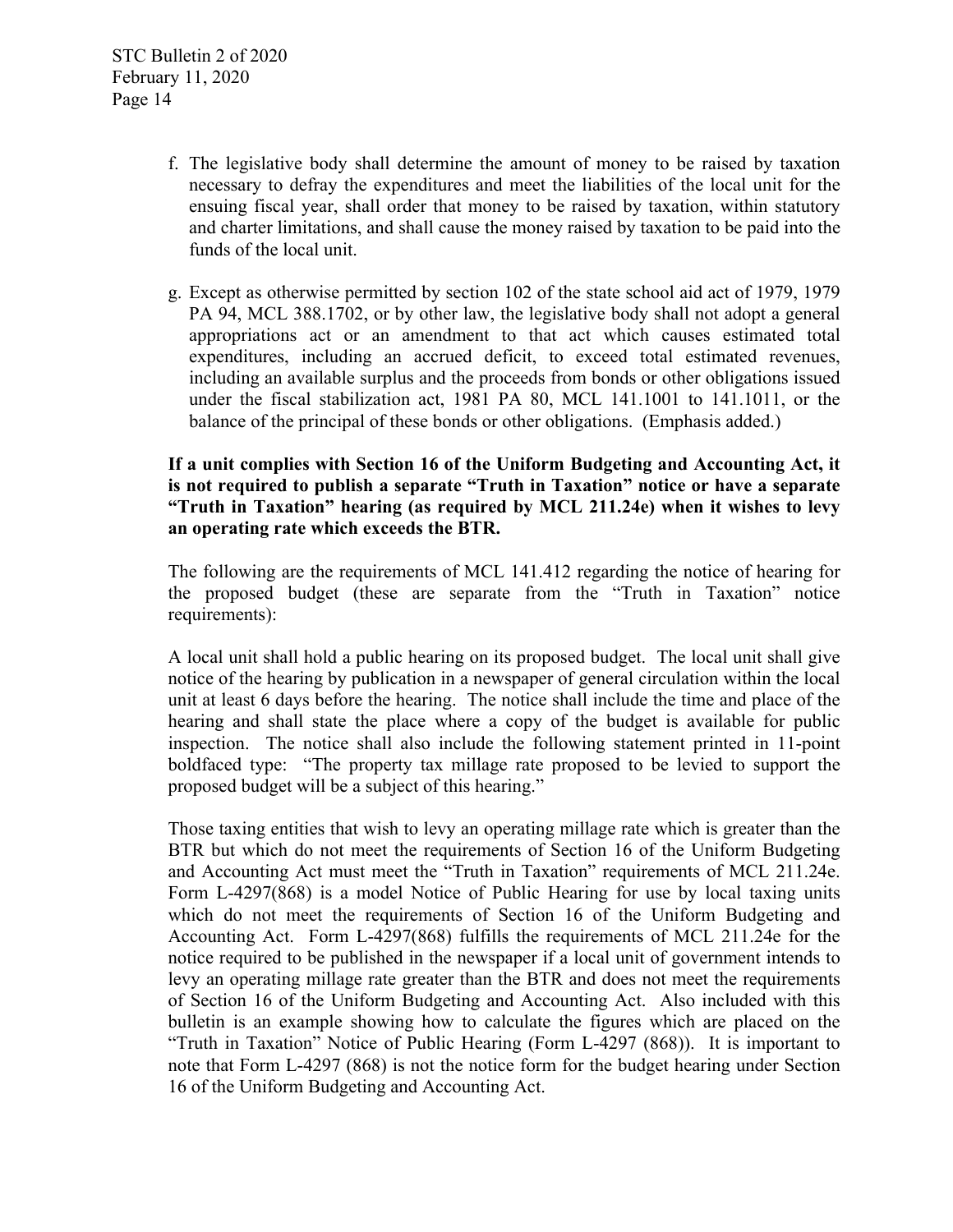f. The legislative body shall determine the amount of money to be raised by taxation necessary to defray the expenditures and meet the liabilities of the local unit for the ensuing fiscal year, shall order that money to be raised by taxation, within statutory and charter limitations, and shall cause the money raised by taxation to be paid into the funds of the local unit.

g. Except as otherwise permitted by section 102 of the state school aid act of 1979, 1979 PA 94, MCL 388.1702, or by other law, the legislative body shall not adopt a general appropriations act or an amendment to that act which causes estimated total expenditures, including an accrued deficit, to exceed total estimated revenues, including an available surplus and the proceeds from bonds or other obligations issued under the fiscal stabilization act, 1981 PA 80, MCL 141.1001 to 141.1011, or the balance of the principal of these bonds or other obligations. (Emphasis added.)

**If a unit complies with Section 16 of the Uniform Budgeting and Accounting Act, it is not required to publish a separate "Truth in Taxation" notice or have a separate "Truth in Taxation" hearing (as required by MCL 211.24e) when it wishes to levy an operating rate which exceeds the BTR.**

The following are the requirements of MCL 141.412 regarding the notice of hearing for the proposed budget (these are separate from the "Truth in Taxation" notice requirements):

A local unit shall hold a public hearing on its proposed budget. The local unit shall give notice of the hearing by publication in a newspaper of general circulation within the local unit at least 6 days before the hearing. The notice shall include the time and place of the hearing and shall state the place where a copy of the budget is available for public inspection. The notice shall also include the following statement printed in 11-point boldfaced type: "The property tax millage rate proposed to be levied to support the proposed budget will be a subject of this hearing."

Those taxing entities that wish to levy an operating millage rate which is greater than the BTR but which do not meet the requirements of Section 16 of the Uniform Budgeting and Accounting Act must meet the "Truth in Taxation" requirements of MCL 211.24e. Form L-4297(868) is a model Notice of Public Hearing for use by local taxing units which do not meet the requirements of Section 16 of the Uniform Budgeting and Accounting Act. Form L-4297(868) fulfills the requirements of MCL 211.24e for the notice required to be published in the newspaper if a local unit of government intends to levy an operating millage rate greater than the BTR and does not meet the requirements of Section 16 of the Uniform Budgeting and Accounting Act. Also included with this bulletin is an example showing how to calculate the figures which are placed on the "Truth in Taxation" Notice of Public Hearing (Form L-4297 (868)). It is important to note that Form L-4297 (868) is not the notice form for the budget hearing under Section 16 of the Uniform Budgeting and Accounting Act.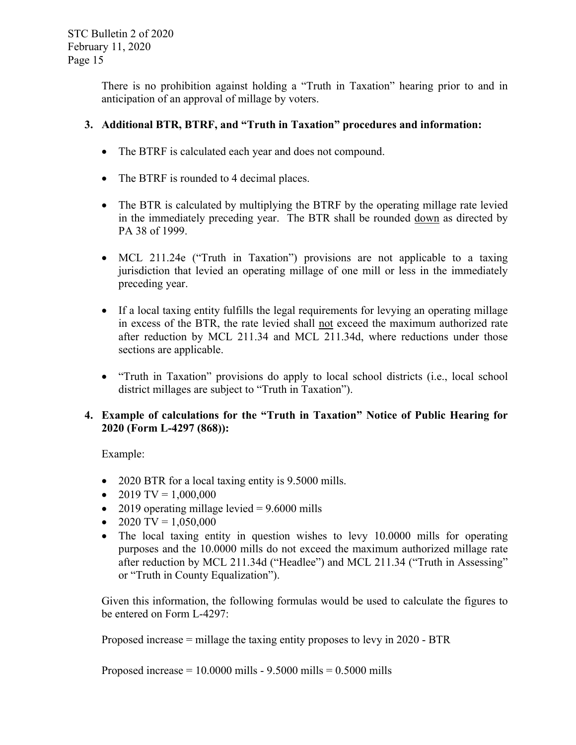There is no prohibition against holding a "Truth in Taxation" hearing prior to and in anticipation of an approval of millage by voters.

**3. Additional BTR, BTRF, and "Truth in Taxation" procedures and information:**

- The BTRF is calculated each year and does not compound.
- The BTRF is rounded to 4 decimal places.
- The BTR is calculated by multiplying the BTRF by the operating millage rate levied in the immediately preceding year. The BTR shall be rounded <u>down</u> as directed by PA 38 of 1999.
- MCL 211.24e ("Truth in Taxation") provisions are not applicable to a taxing jurisdiction that levied an operating millage of one mill or less in the immediately preceding year.
- If a local taxing entity fulfills the legal requirements for levying an operating millage in excess of the BTR, the rate levied shall <u>not</u> exceed the maximum authorized rate after reduction by MCL 211.34 and MCL 211.34d, where reductions under those sections are applicable.
- "Truth in Taxation" provisions do apply to local school districts (i.e., local school district millages are subject to "Truth in Taxation").

**4. Example of calculations for the "Truth in Taxation" Notice of Public Hearing for 2020 (Form L-4297 (868)):**

Example:

- 2020 BTR for a local taxing entity is 9.5000 mills.
- 2019 TV = 1,000,000
- 2019 operating millage levied = 9.6000 mills
- 2020 TV = 1,050,000
- The local taxing entity in question wishes to levy 10.0000 mills for operating purposes and the 10.0000 mills do not exceed the maximum authorized millage rate after reduction by MCL 211.34d ("Headlee") and MCL 211.34 ("Truth in Assessing" or "Truth in County Equalization").

Given this information, the following formulas would be used to calculate the figures to be entered on Form L-4297:

Proposed increase = millage the taxing entity proposes to levy in 2020 - BTR

Proposed increase = 10.0000 mills - 9.5000 mills = 0.5000 mills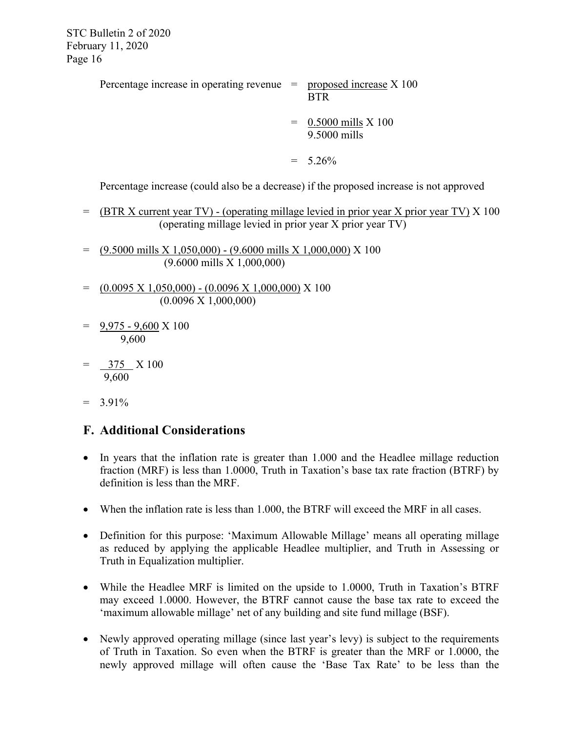$$\text{Percentage increase in operating revenue} = \frac{\text{proposed increase}}{\text{BTR}} \times 100$$

$$= \frac{0.5000 \text{ mills}}{9.5000 \text{ mills}} \times 100$$

$$= 5.26\%$$

Percentage increase (could also be a decrease) if the proposed increase is not approved

$$= \frac{(\text{BTR} \times \text{current year TV}) - (\text{operating millage levied in prior year} \times \text{prior year TV})}{(\text{operating millage levied in prior year} \times \text{prior year TV})} \times 100$$

$$= \frac{(9.5000 \text{ mills} \times 1{,}050{,}000) - (9.6000 \text{ mills} \times 1{,}000{,}000)}{(9.6000 \text{ mills} \times 1{,}000{,}000)} \times 100$$

$$= \frac{(0.0095 \times 1{,}050{,}000) - (0.0096 \times 1{,}000{,}000)}{(0.0096 \times 1{,}000{,}000)} \times 100$$

$$= \frac{9{,}975 - 9{,}600}{9{,}600} \times 100$$

$$= \frac{375}{9{,}600} \times 100$$

$$= 3.91\%$$

## F. Additional Considerations

- In years that the inflation rate is greater than 1.000 and the Headlee millage reduction fraction (MRF) is less than 1.0000, Truth in Taxation's base tax rate fraction (BTRF) by definition is less than the MRF.
- When the inflation rate is less than 1.000, the BTRF will exceed the MRF in all cases.
- Definition for this purpose: 'Maximum Allowable Millage' means all operating millage as reduced by applying the applicable Headlee multiplier, and Truth in Assessing or Truth in Equalization multiplier.
- While the Headlee MRF is limited on the upside to 1.0000, Truth in Taxation's BTRF may exceed 1.0000. However, the BTRF cannot cause the base tax rate to exceed the 'maximum allowable millage' net of any building and site fund millage (BSF).
- Newly approved operating millage (since last year's levy) is subject to the requirements of Truth in Taxation. So even when the BTRF is greater than the MRF or 1.0000, the newly approved millage will often cause the 'Base Tax Rate' to be less than the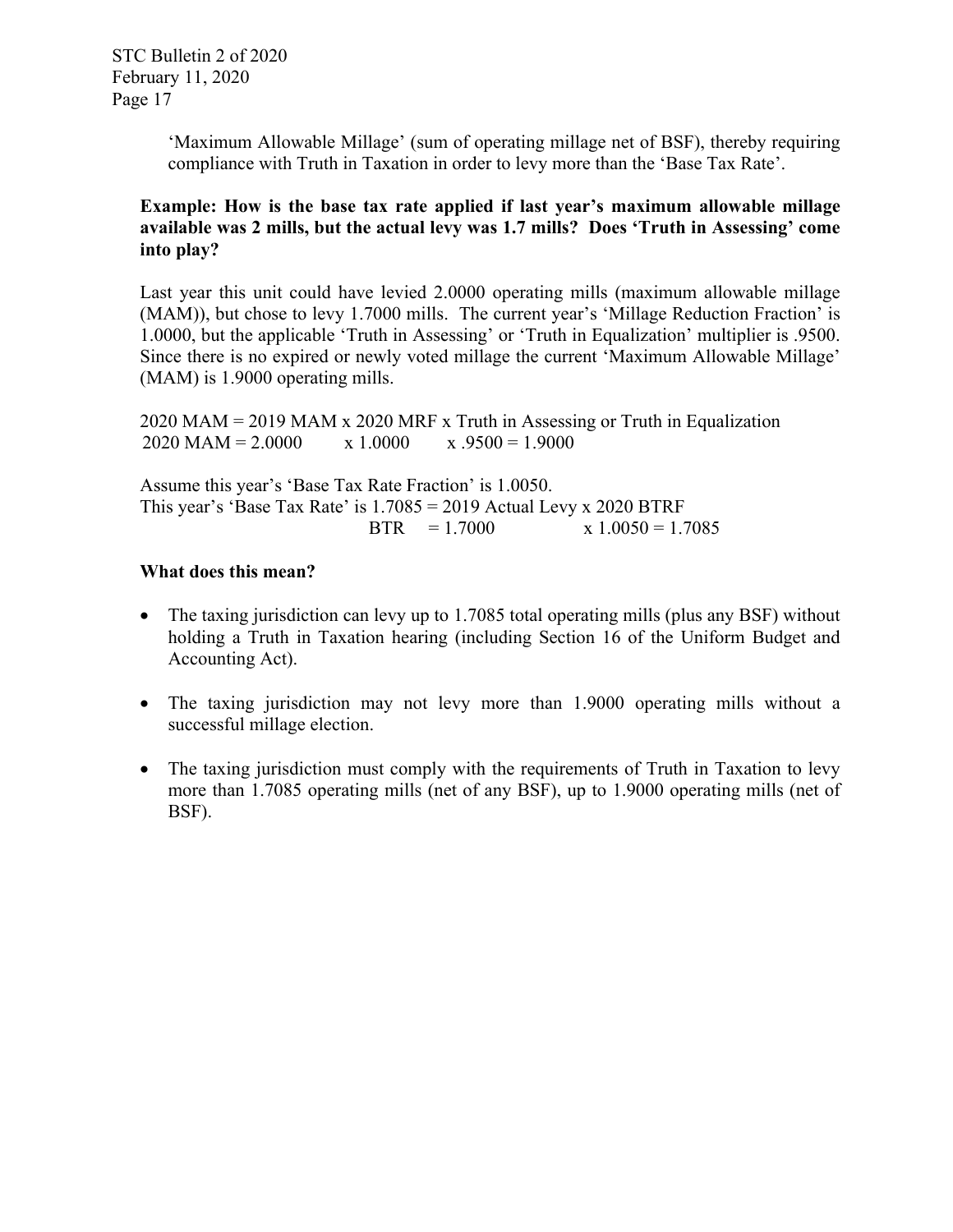'Maximum Allowable Millage' (sum of operating millage net of BSF), thereby requiring compliance with Truth in Taxation in order to levy more than the 'Base Tax Rate'.

**Example: How is the base tax rate applied if last year's maximum allowable millage available was 2 mills, but the actual levy was 1.7 mills? Does 'Truth in Assessing' come into play?**

Last year this unit could have levied 2.0000 operating mills (maximum allowable millage (MAM)), but chose to levy 1.7000 mills. The current year's 'Millage Reduction Fraction' is 1.0000, but the applicable 'Truth in Assessing' or 'Truth in Equalization' multiplier is .9500. Since there is no expired or newly voted millage the current 'Maximum Allowable Millage' (MAM) is 1.9000 operating mills.

2020 MAM = 2019 MAM x 2020 MRF x Truth in Assessing or Truth in Equalization
2020 MAM = 2.0000 x 1.0000 x .9500 = 1.9000

Assume this year's 'Base Tax Rate Fraction' is 1.0050.
This year's 'Base Tax Rate' is 1.7085 = 2019 Actual Levy x 2020 BTRF
BTR = 1.7000 x 1.0050 = 1.7085

**What does this mean?**

- The taxing jurisdiction can levy up to 1.7085 total operating mills (plus any BSF) without holding a Truth in Taxation hearing (including Section 16 of the Uniform Budget and Accounting Act).
- The taxing jurisdiction may not levy more than 1.9000 operating mills without a successful millage election.
- The taxing jurisdiction must comply with the requirements of Truth in Taxation to levy more than 1.7085 operating mills (net of any BSF), up to 1.9000 operating mills (net of BSF).